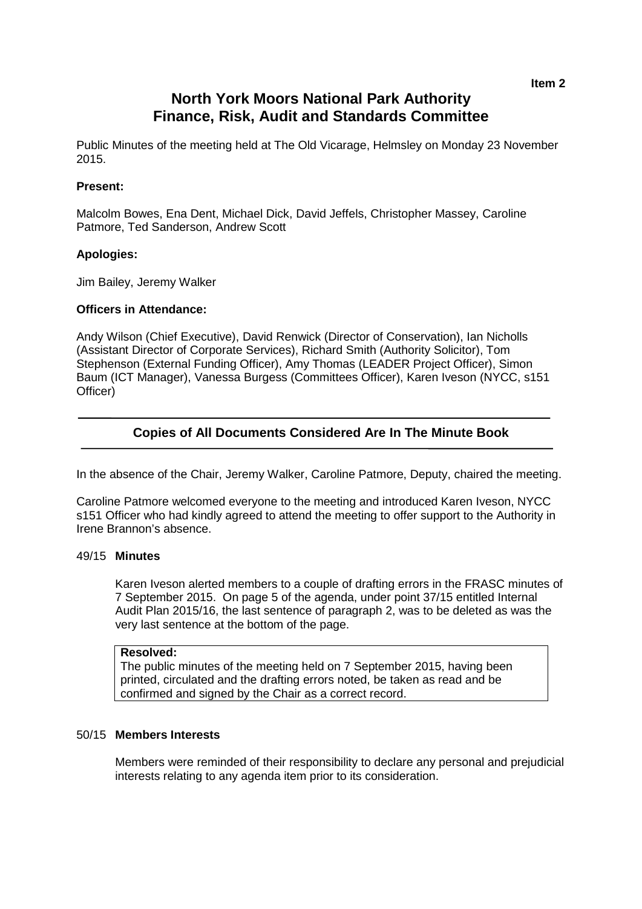Item 2

# North York Moors National Park Authority
# Finance, Risk, Audit and Standards Committee

Public Minutes of the meeting held at The Old Vicarage, Helmsley on Monday 23 November 2015.

**Present:**

Malcolm Bowes, Ena Dent, Michael Dick, David Jeffels, Christopher Massey, Caroline Patmore, Ted Sanderson, Andrew Scott

**Apologies:**

Jim Bailey, Jeremy Walker

**Officers in Attendance:**

Andy Wilson (Chief Executive), David Renwick (Director of Conservation), Ian Nicholls (Assistant Director of Corporate Services), Richard Smith (Authority Solicitor), Tom Stephenson (External Funding Officer), Amy Thomas (LEADER Project Officer), Simon Baum (ICT Manager), Vanessa Burgess (Committees Officer), Karen Iveson (NYCC, s151 Officer)

---

### Copies of All Documents Considered Are In The Minute Book

---

In the absence of the Chair, Jeremy Walker, Caroline Patmore, Deputy, chaired the meeting.

Caroline Patmore welcomed everyone to the meeting and introduced Karen Iveson, NYCC s151 Officer who had kindly agreed to attend the meeting to offer support to the Authority in Irene Brannon's absence.

49/15 **Minutes**

Karen Iveson alerted members to a couple of drafting errors in the FRASC minutes of 7 September 2015. On page 5 of the agenda, under point 37/15 entitled Internal Audit Plan 2015/16, the last sentence of paragraph 2, was to be deleted as was the very last sentence at the bottom of the page.

> **Resolved:**
> The public minutes of the meeting held on 7 September 2015, having been printed, circulated and the drafting errors noted, be taken as read and be confirmed and signed by the Chair as a correct record.

50/15 **Members Interests**

Members were reminded of their responsibility to declare any personal and prejudicial interests relating to any agenda item prior to its consideration.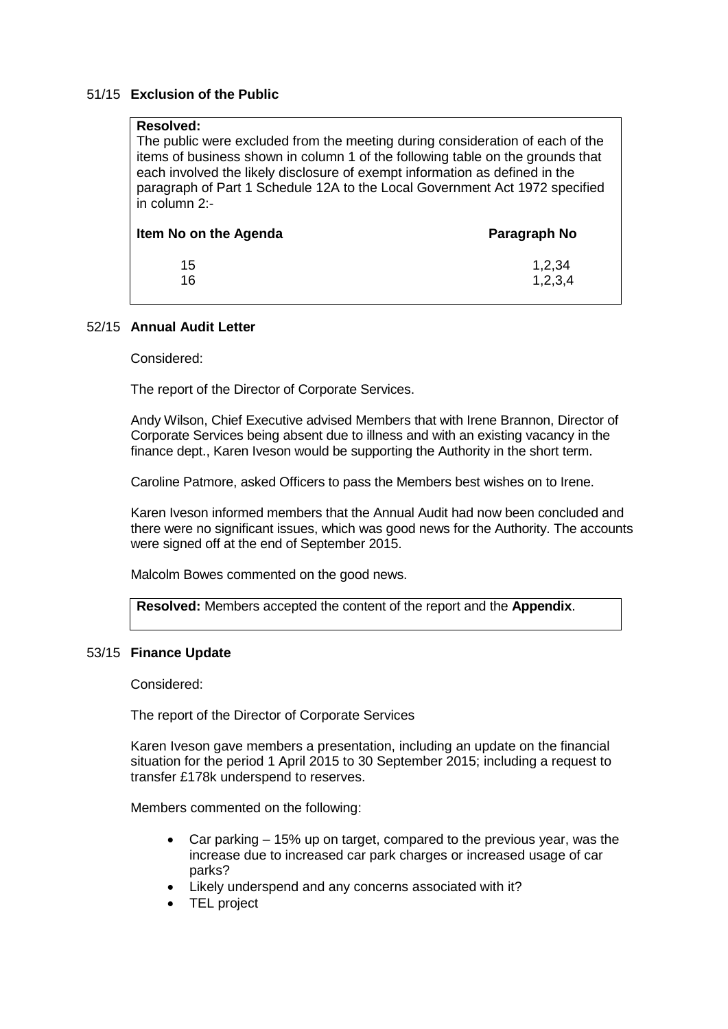51/15 **Exclusion of the Public**

**Resolved:**
The public were excluded from the meeting during consideration of each of the items of business shown in column 1 of the following table on the grounds that each involved the likely disclosure of exempt information as defined in the paragraph of Part 1 Schedule 12A to the Local Government Act 1972 specified in column 2:-

| Item No on the Agenda | Paragraph No |
|---|---|
| 15 | 1,2,34 |
| 16 | 1,2,3,4 |

52/15 **Annual Audit Letter**

Considered:

The report of the Director of Corporate Services.

Andy Wilson, Chief Executive advised Members that with Irene Brannon, Director of Corporate Services being absent due to illness and with an existing vacancy in the finance dept., Karen Iveson would be supporting the Authority in the short term.

Caroline Patmore, asked Officers to pass the Members best wishes on to Irene.

Karen Iveson informed members that the Annual Audit had now been concluded and there were no significant issues, which was good news for the Authority. The accounts were signed off at the end of September 2015.

Malcolm Bowes commented on the good news.

**Resolved:** Members accepted the content of the report and the **Appendix**.

53/15 **Finance Update**

Considered:

The report of the Director of Corporate Services

Karen Iveson gave members a presentation, including an update on the financial situation for the period 1 April 2015 to 30 September 2015; including a request to transfer £178k underspend to reserves.

Members commented on the following:

- Car parking – 15% up on target, compared to the previous year, was the increase due to increased car park charges or increased usage of car parks?
- Likely underspend and any concerns associated with it?
- TEL project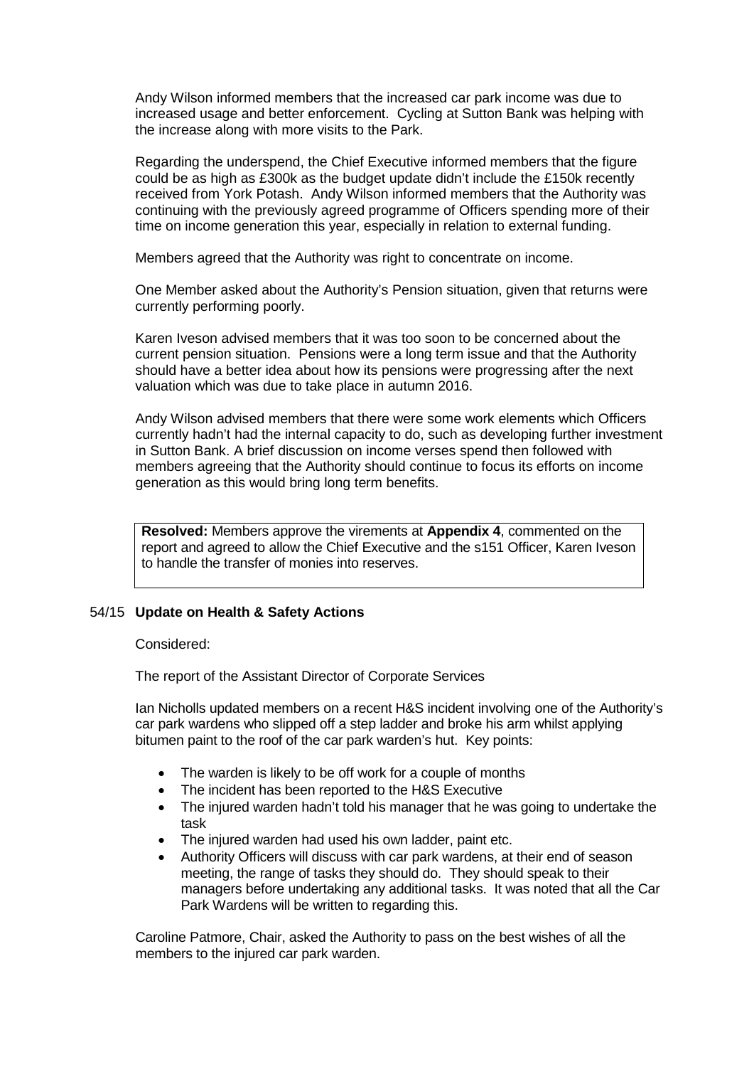Andy Wilson informed members that the increased car park income was due to increased usage and better enforcement. Cycling at Sutton Bank was helping with the increase along with more visits to the Park.

Regarding the underspend, the Chief Executive informed members that the figure could be as high as £300k as the budget update didn't include the £150k recently received from York Potash. Andy Wilson informed members that the Authority was continuing with the previously agreed programme of Officers spending more of their time on income generation this year, especially in relation to external funding.

Members agreed that the Authority was right to concentrate on income.

One Member asked about the Authority's Pension situation, given that returns were currently performing poorly.

Karen Iveson advised members that it was too soon to be concerned about the current pension situation. Pensions were a long term issue and that the Authority should have a better idea about how its pensions were progressing after the next valuation which was due to take place in autumn 2016.

Andy Wilson advised members that there were some work elements which Officers currently hadn't had the internal capacity to do, such as developing further investment in Sutton Bank. A brief discussion on income verses spend then followed with members agreeing that the Authority should continue to focus its efforts on income generation as this would bring long term benefits.

**Resolved:** Members approve the virements at **Appendix 4**, commented on the report and agreed to allow the Chief Executive and the s151 Officer, Karen Iveson to handle the transfer of monies into reserves.

## 54/15 Update on Health & Safety Actions

Considered:

The report of the Assistant Director of Corporate Services

Ian Nicholls updated members on a recent H&S incident involving one of the Authority's car park wardens who slipped off a step ladder and broke his arm whilst applying bitumen paint to the roof of the car park warden's hut. Key points:

- The warden is likely to be off work for a couple of months
- The incident has been reported to the H&S Executive
- The injured warden hadn't told his manager that he was going to undertake the task
- The injured warden had used his own ladder, paint etc.
- Authority Officers will discuss with car park wardens, at their end of season meeting, the range of tasks they should do. They should speak to their managers before undertaking any additional tasks. It was noted that all the Car Park Wardens will be written to regarding this.

Caroline Patmore, Chair, asked the Authority to pass on the best wishes of all the members to the injured car park warden.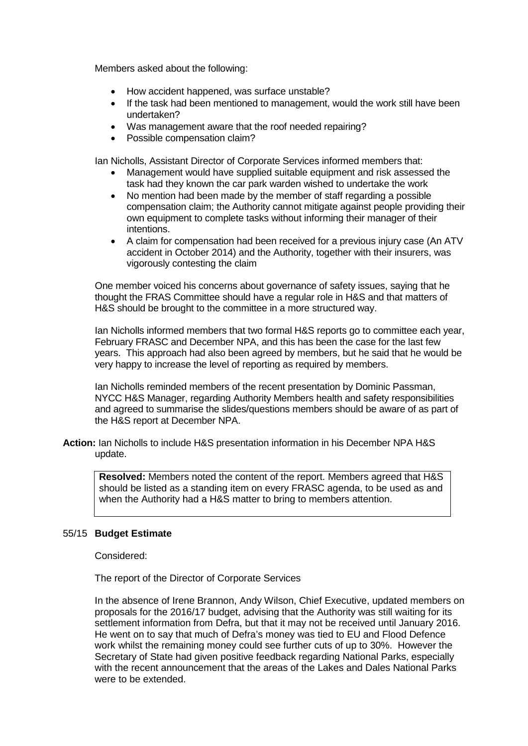Members asked about the following:

- How accident happened, was surface unstable?
- If the task had been mentioned to management, would the work still have been undertaken?
- Was management aware that the roof needed repairing?
- Possible compensation claim?

Ian Nicholls, Assistant Director of Corporate Services informed members that:

- Management would have supplied suitable equipment and risk assessed the task had they known the car park warden wished to undertake the work
- No mention had been made by the member of staff regarding a possible compensation claim; the Authority cannot mitigate against people providing their own equipment to complete tasks without informing their manager of their intentions.
- A claim for compensation had been received for a previous injury case (An ATV accident in October 2014) and the Authority, together with their insurers, was vigorously contesting the claim

One member voiced his concerns about governance of safety issues, saying that he thought the FRAS Committee should have a regular role in H&S and that matters of H&S should be brought to the committee in a more structured way.

Ian Nicholls informed members that two formal H&S reports go to committee each year, February FRASC and December NPA, and this has been the case for the last few years. This approach had also been agreed by members, but he said that he would be very happy to increase the level of reporting as required by members.

Ian Nicholls reminded members of the recent presentation by Dominic Passman, NYCC H&S Manager, regarding Authority Members health and safety responsibilities and agreed to summarise the slides/questions members should be aware of as part of the H&S report at December NPA.

**Action:** Ian Nicholls to include H&S presentation information in his December NPA H&S update.

> **Resolved:** Members noted the content of the report. Members agreed that H&S should be listed as a standing item on every FRASC agenda, to be used as and when the Authority had a H&S matter to bring to members attention.

## 55/15 **Budget Estimate**

Considered:

The report of the Director of Corporate Services

In the absence of Irene Brannon, Andy Wilson, Chief Executive, updated members on proposals for the 2016/17 budget, advising that the Authority was still waiting for its settlement information from Defra, but that it may not be received until January 2016. He went on to say that much of Defra's money was tied to EU and Flood Defence work whilst the remaining money could see further cuts of up to 30%. However the Secretary of State had given positive feedback regarding National Parks, especially with the recent announcement that the areas of the Lakes and Dales National Parks were to be extended.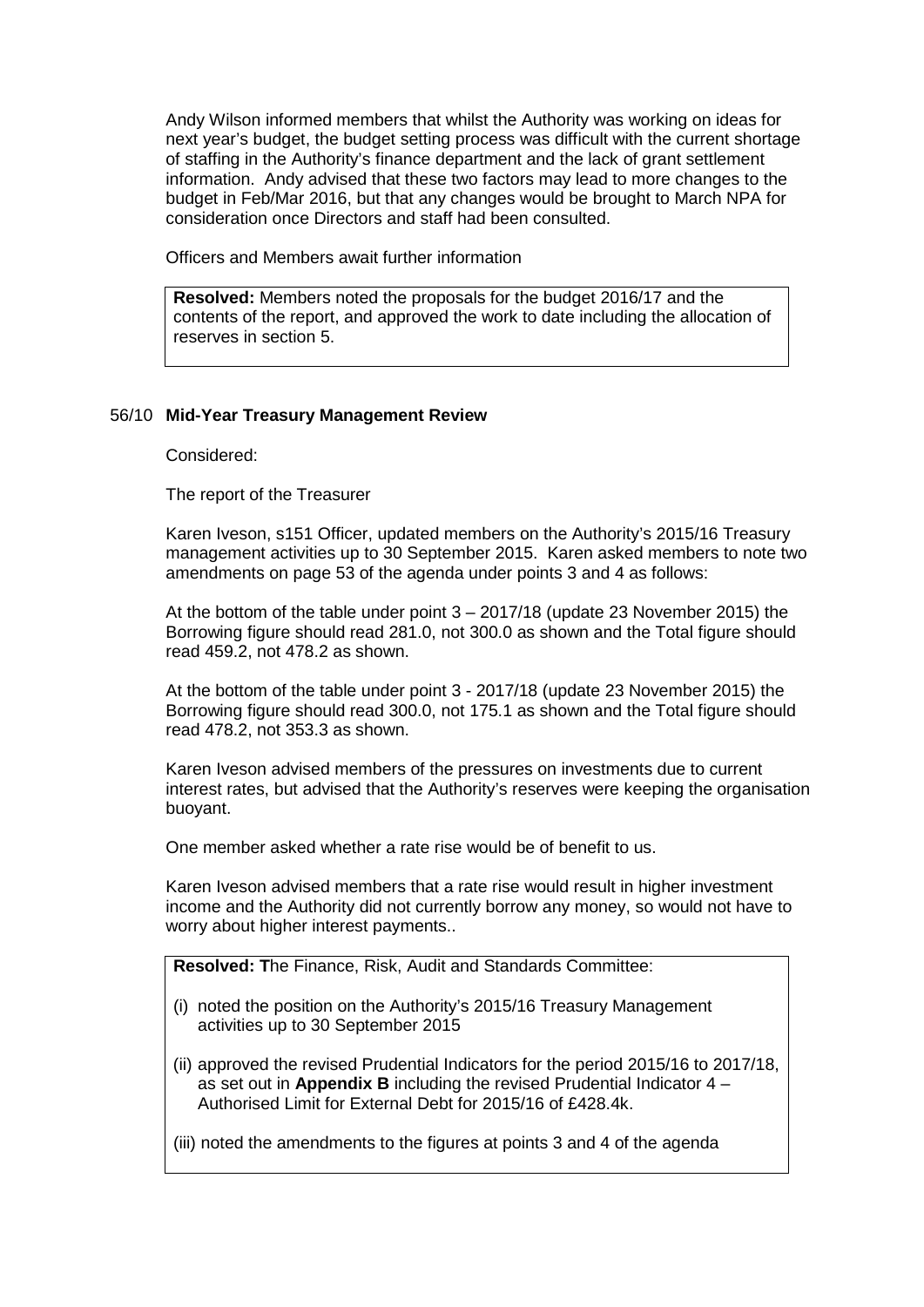Andy Wilson informed members that whilst the Authority was working on ideas for next year's budget, the budget setting process was difficult with the current shortage of staffing in the Authority's finance department and the lack of grant settlement information. Andy advised that these two factors may lead to more changes to the budget in Feb/Mar 2016, but that any changes would be brought to March NPA for consideration once Directors and staff had been consulted.

Officers and Members await further information

> **Resolved:** Members noted the proposals for the budget 2016/17 and the contents of the report, and approved the work to date including the allocation of reserves in section 5.

## 56/10 **Mid-Year Treasury Management Review**

Considered:

The report of the Treasurer

Karen Iveson, s151 Officer, updated members on the Authority's 2015/16 Treasury management activities up to 30 September 2015. Karen asked members to note two amendments on page 53 of the agenda under points 3 and 4 as follows:

At the bottom of the table under point 3 – 2017/18 (update 23 November 2015) the Borrowing figure should read 281.0, not 300.0 as shown and the Total figure should read 459.2, not 478.2 as shown.

At the bottom of the table under point 3 - 2017/18 (update 23 November 2015) the Borrowing figure should read 300.0, not 175.1 as shown and the Total figure should read 478.2, not 353.3 as shown.

Karen Iveson advised members of the pressures on investments due to current interest rates, but advised that the Authority's reserves were keeping the organisation buoyant.

One member asked whether a rate rise would be of benefit to us.

Karen Iveson advised members that a rate rise would result in higher investment income and the Authority did not currently borrow any money, so would not have to worry about higher interest payments..

> **Resolved: T**he Finance, Risk, Audit and Standards Committee:
>
> (i) noted the position on the Authority's 2015/16 Treasury Management activities up to 30 September 2015
>
> (ii) approved the revised Prudential Indicators for the period 2015/16 to 2017/18, as set out in **Appendix B** including the revised Prudential Indicator 4 – Authorised Limit for External Debt for 2015/16 of £428.4k.
>
> (iii) noted the amendments to the figures at points 3 and 4 of the agenda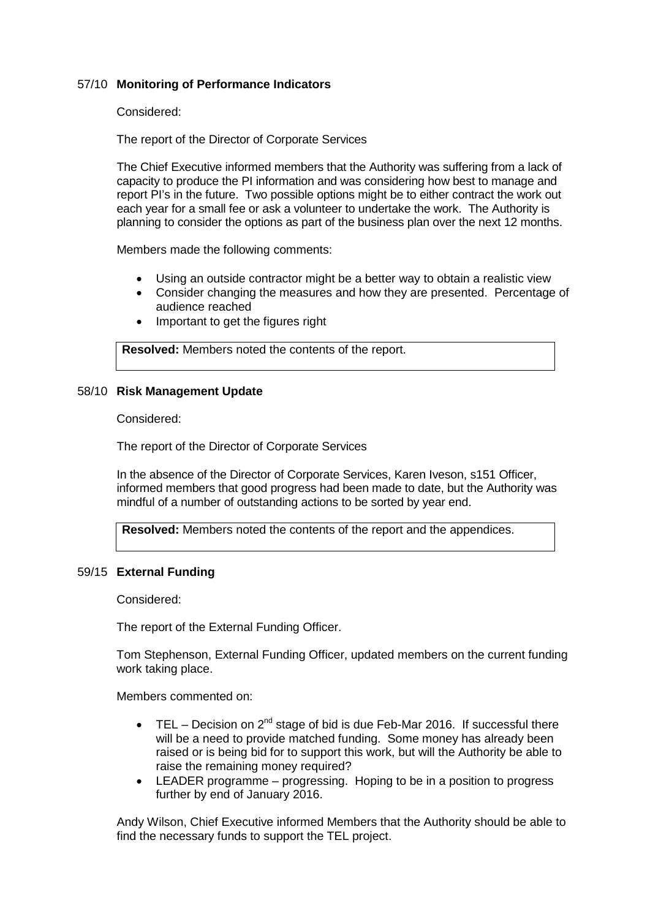### 57/10 Monitoring of Performance Indicators

Considered:

The report of the Director of Corporate Services

The Chief Executive informed members that the Authority was suffering from a lack of capacity to produce the PI information and was considering how best to manage and report PI's in the future. Two possible options might be to either contract the work out each year for a small fee or ask a volunteer to undertake the work. The Authority is planning to consider the options as part of the business plan over the next 12 months.

Members made the following comments:

- Using an outside contractor might be a better way to obtain a realistic view
- Consider changing the measures and how they are presented. Percentage of audience reached
- Important to get the figures right

**Resolved:** Members noted the contents of the report.

### 58/10 Risk Management Update

Considered:

The report of the Director of Corporate Services

In the absence of the Director of Corporate Services, Karen Iveson, s151 Officer, informed members that good progress had been made to date, but the Authority was mindful of a number of outstanding actions to be sorted by year end.

**Resolved:** Members noted the contents of the report and the appendices.

### 59/15 External Funding

Considered:

The report of the External Funding Officer.

Tom Stephenson, External Funding Officer, updated members on the current funding work taking place.

Members commented on:

- TEL – Decision on 2nd stage of bid is due Feb-Mar 2016. If successful there will be a need to provide matched funding. Some money has already been raised or is being bid for to support this work, but will the Authority be able to raise the remaining money required?
- LEADER programme – progressing. Hoping to be in a position to progress further by end of January 2016.

Andy Wilson, Chief Executive informed Members that the Authority should be able to find the necessary funds to support the TEL project.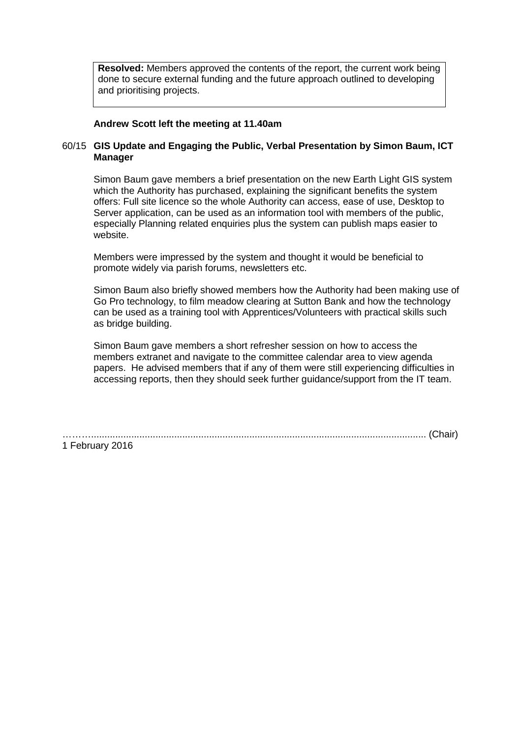**Resolved:** Members approved the contents of the report, the current work being done to secure external funding and the future approach outlined to developing and prioritising projects.

**Andrew Scott left the meeting at 11.40am**

60/15 **GIS Update and Engaging the Public, Verbal Presentation by Simon Baum, ICT Manager**

Simon Baum gave members a brief presentation on the new Earth Light GIS system which the Authority has purchased, explaining the significant benefits the system offers: Full site licence so the whole Authority can access, ease of use, Desktop to Server application, can be used as an information tool with members of the public, especially Planning related enquiries plus the system can publish maps easier to website.

Members were impressed by the system and thought it would be beneficial to promote widely via parish forums, newsletters etc.

Simon Baum also briefly showed members how the Authority had been making use of Go Pro technology, to film meadow clearing at Sutton Bank and how the technology can be used as a training tool with Apprentices/Volunteers with practical skills such as bridge building.

Simon Baum gave members a short refresher session on how to access the members extranet and navigate to the committee calendar area to view agenda papers. He advised members that if any of them were still experiencing difficulties in accessing reports, then they should seek further guidance/support from the IT team.

……….......................................................................................................................... (Chair)

1 February 2016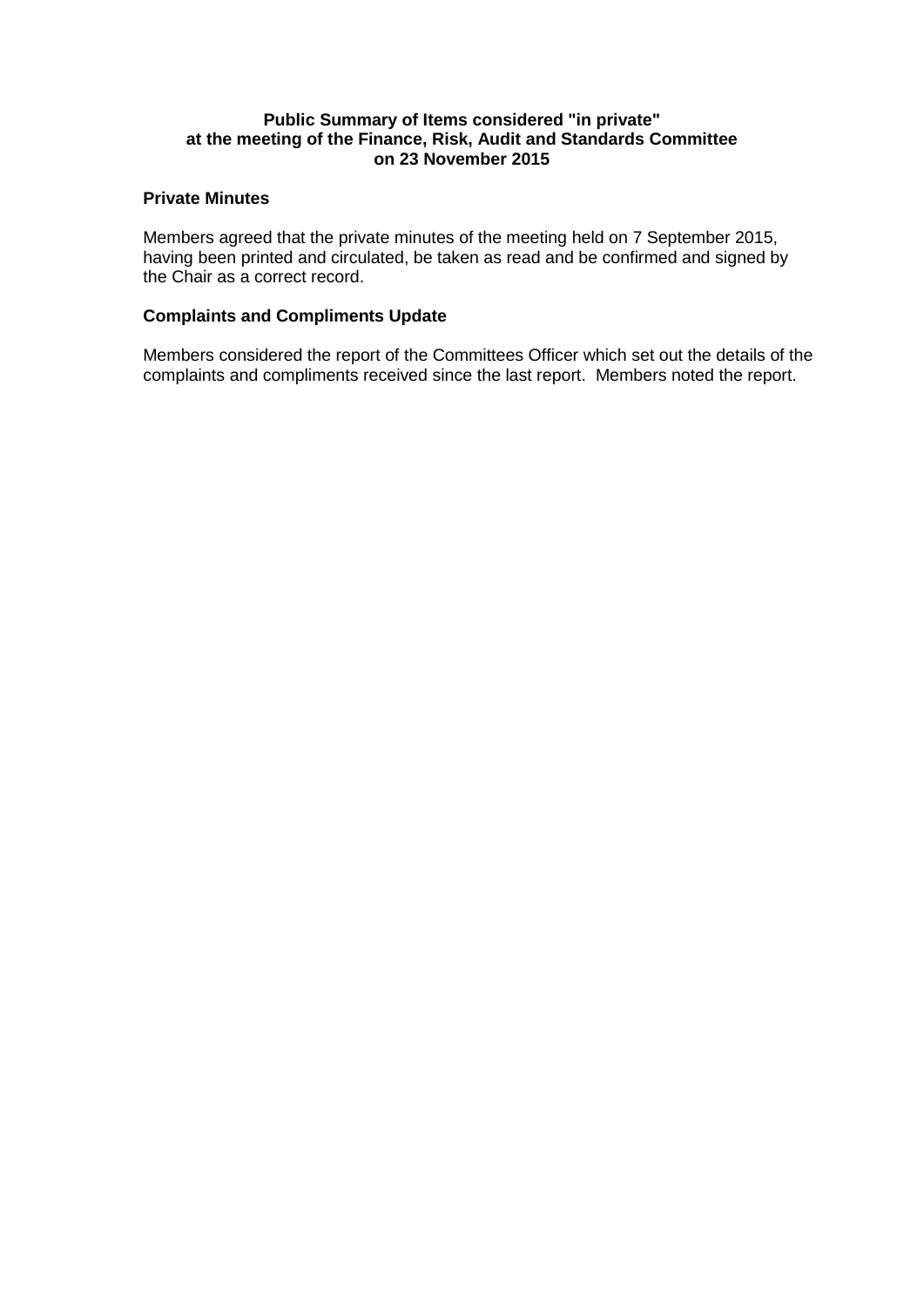# Public Summary of Items considered "in private" at the meeting of the Finance, Risk, Audit and Standards Committee on 23 November 2015

## Private Minutes

Members agreed that the private minutes of the meeting held on 7 September 2015, having been printed and circulated, be taken as read and be confirmed and signed by the Chair as a correct record.

## Complaints and Compliments Update

Members considered the report of the Committees Officer which set out the details of the complaints and compliments received since the last report. Members noted the report.